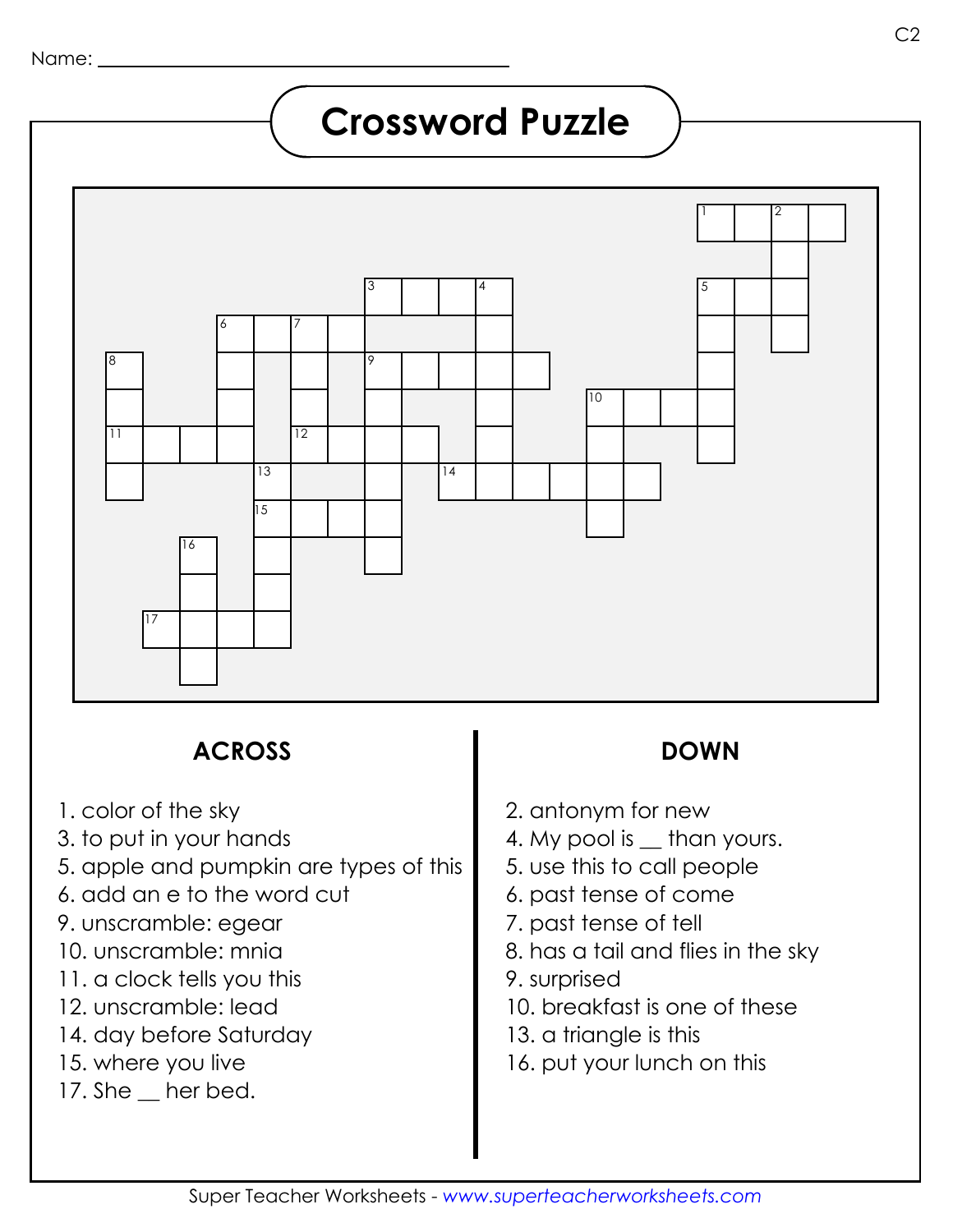Name: ______________________________

# Crossword Puzzle

## ACROSS

1. color of the sky
3. to put in your hands
5. apple and pumpkin are types of this
6. add an e to the word cut
9. unscramble: egear
10. unscramble: mnia
11. a clock tells you this
12. unscramble: lead
14. day before Saturday
15. where you live
17. She __ her bed.

## DOWN

2. antonym for new
4. My pool is __ than yours.
5. use this to call people
6. past tense of come
7. past tense of tell
8. has a tail and flies in the sky
9. surprised
10. breakfast is one of these
13. a triangle is this
16. put your lunch on this

Super Teacher Worksheets - www.superteacherworksheets.com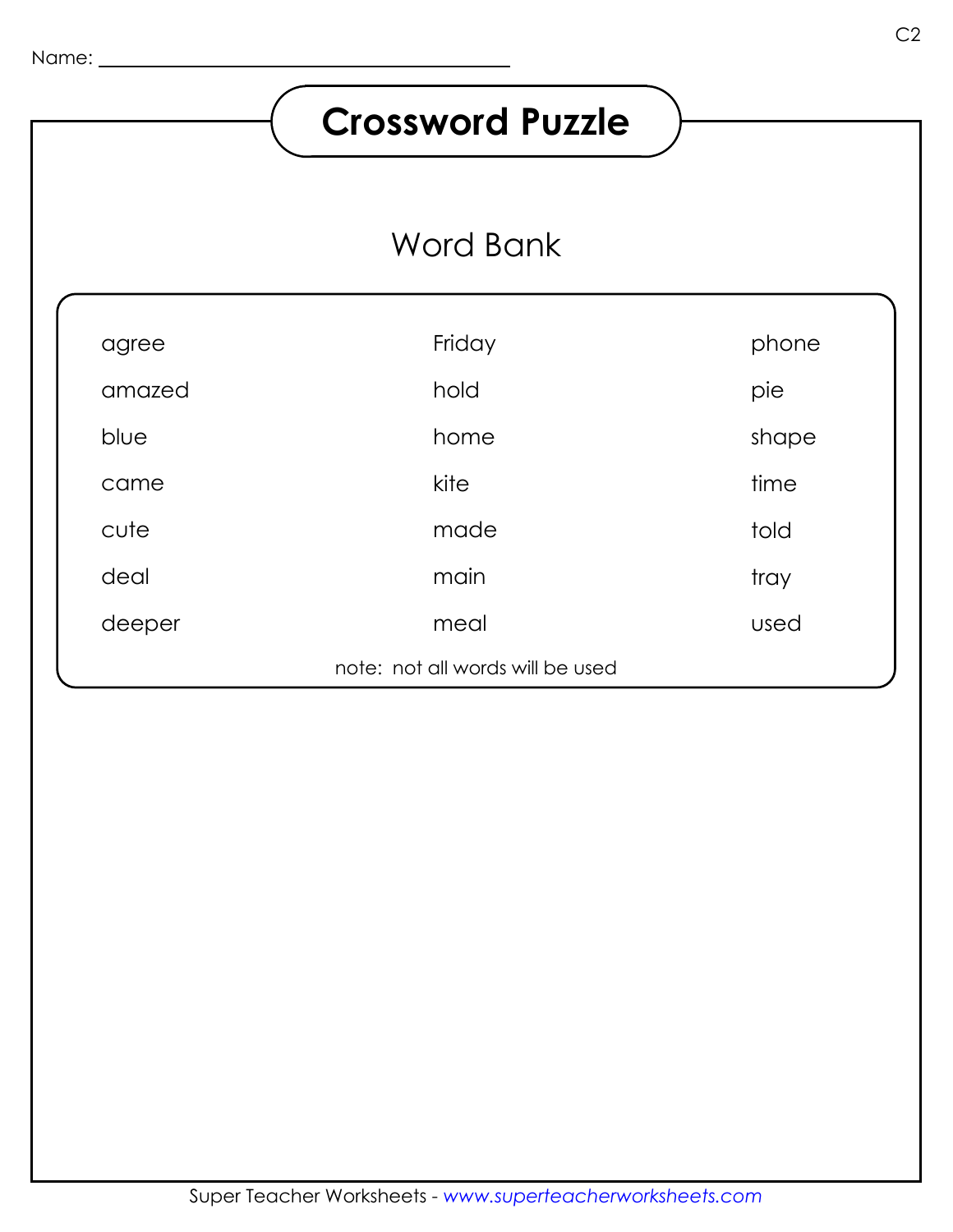Name: ________________________________

# Crossword Puzzle

## Word Bank

| | | |
|---|---|---|
| agree | Friday | phone |
| amazed | hold | pie |
| blue | home | shape |
| came | kite | time |
| cute | made | told |
| deal | main | tray |
| deeper | meal | used |

note: not all words will be used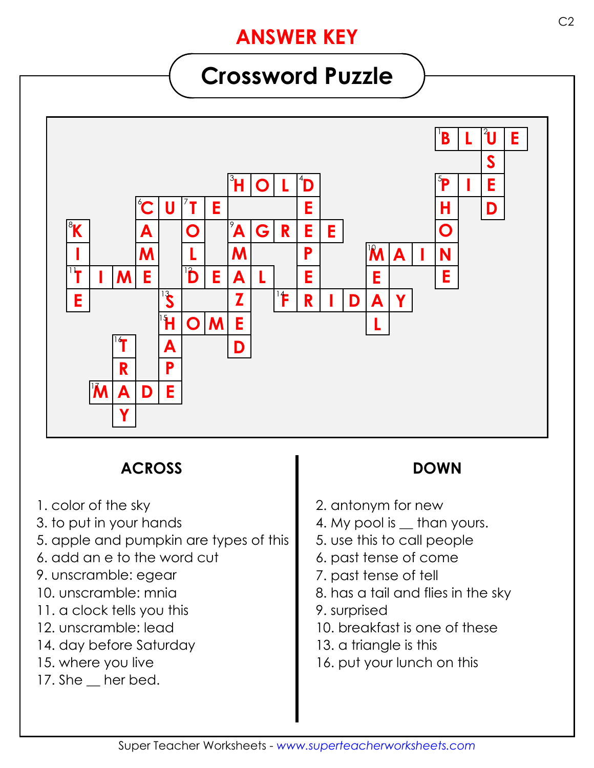# ANSWER KEY

## Crossword Puzzle

### ACROSS

1. color of the sky
3. to put in your hands
5. apple and pumpkin are types of this
6. add an e to the word cut
9. unscramble: egear
10. unscramble: mnia
11. a clock tells you this
12. unscramble: lead
14. day before Saturday
15. where you live
17. She __ her bed.

### DOWN

2. antonym for new
4. My pool is __ than yours.
5. use this to call people
6. past tense of come
7. past tense of tell
8. has a tail and flies in the sky
9. surprised
10. breakfast is one of these
13. a triangle is this
16. put your lunch on this

Across: 1. BLUE, 3. HOLD, 5. PIE, 6. CUTE, 9. AGREE, 10. MAIN, 11. TIME, 12. DEAL, 14. FRIDAY, 15. HOME, 17. MADE

Down: 2. USED, 4. DEEPER, 5. PHONE, 6. CAME, 7. TOLD, 8. KITE, 9. AMAZED, 10. MEAL, 13. SHAPE, 16. TRAY

Super Teacher Worksheets - www.superteacherworksheets.com